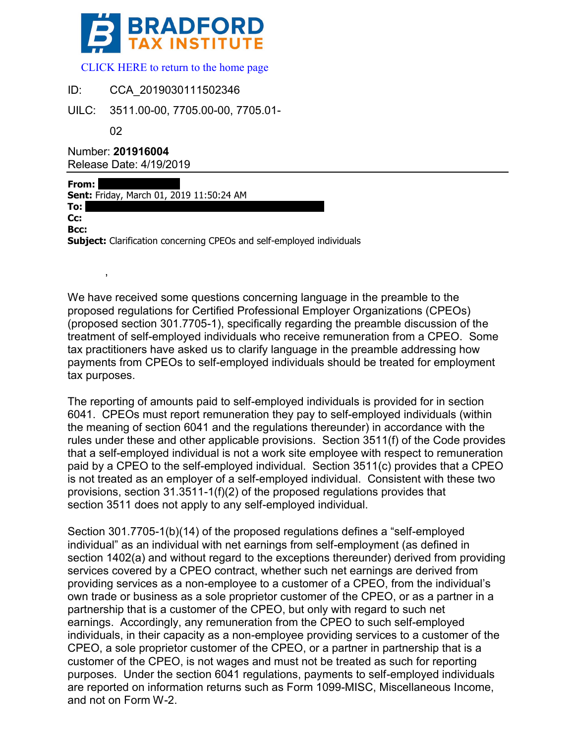# BRADFORD TAX INSTITUTE

CLICK HERE to return to the home page

ID: CCA_2019030111502346

UILC: 3511.00-00, 7705.00-00, 7705.01-02

Number: **201916004**
Release Date: 4/19/2019

**From:**
**Sent:** Friday, March 01, 2019 11:50:24 AM
**To:**
**Cc:**
**Bcc:**
**Subject:** Clarification concerning CPEOs and self-employed individuals

,

We have received some questions concerning language in the preamble to the proposed regulations for Certified Professional Employer Organizations (CPEOs) (proposed section 301.7705-1), specifically regarding the preamble discussion of the treatment of self-employed individuals who receive remuneration from a CPEO. Some tax practitioners have asked us to clarify language in the preamble addressing how payments from CPEOs to self-employed individuals should be treated for employment tax purposes.

The reporting of amounts paid to self-employed individuals is provided for in section 6041. CPEOs must report remuneration they pay to self-employed individuals (within the meaning of section 6041 and the regulations thereunder) in accordance with the rules under these and other applicable provisions. Section 3511(f) of the Code provides that a self-employed individual is not a work site employee with respect to remuneration paid by a CPEO to the self-employed individual. Section 3511(c) provides that a CPEO is not treated as an employer of a self-employed individual. Consistent with these two provisions, section 31.3511-1(f)(2) of the proposed regulations provides that section 3511 does not apply to any self-employed individual.

Section 301.7705-1(b)(14) of the proposed regulations defines a "self-employed individual" as an individual with net earnings from self-employment (as defined in section 1402(a) and without regard to the exceptions thereunder) derived from providing services covered by a CPEO contract, whether such net earnings are derived from providing services as a non-employee to a customer of a CPEO, from the individual's own trade or business as a sole proprietor customer of the CPEO, or as a partner in a partnership that is a customer of the CPEO, but only with regard to such net earnings. Accordingly, any remuneration from the CPEO to such self-employed individuals, in their capacity as a non-employee providing services to a customer of the CPEO, a sole proprietor customer of the CPEO, or a partner in partnership that is a customer of the CPEO, is not wages and must not be treated as such for reporting purposes. Under the section 6041 regulations, payments to self-employed individuals are reported on information returns such as Form 1099-MISC, Miscellaneous Income, and not on Form W-2.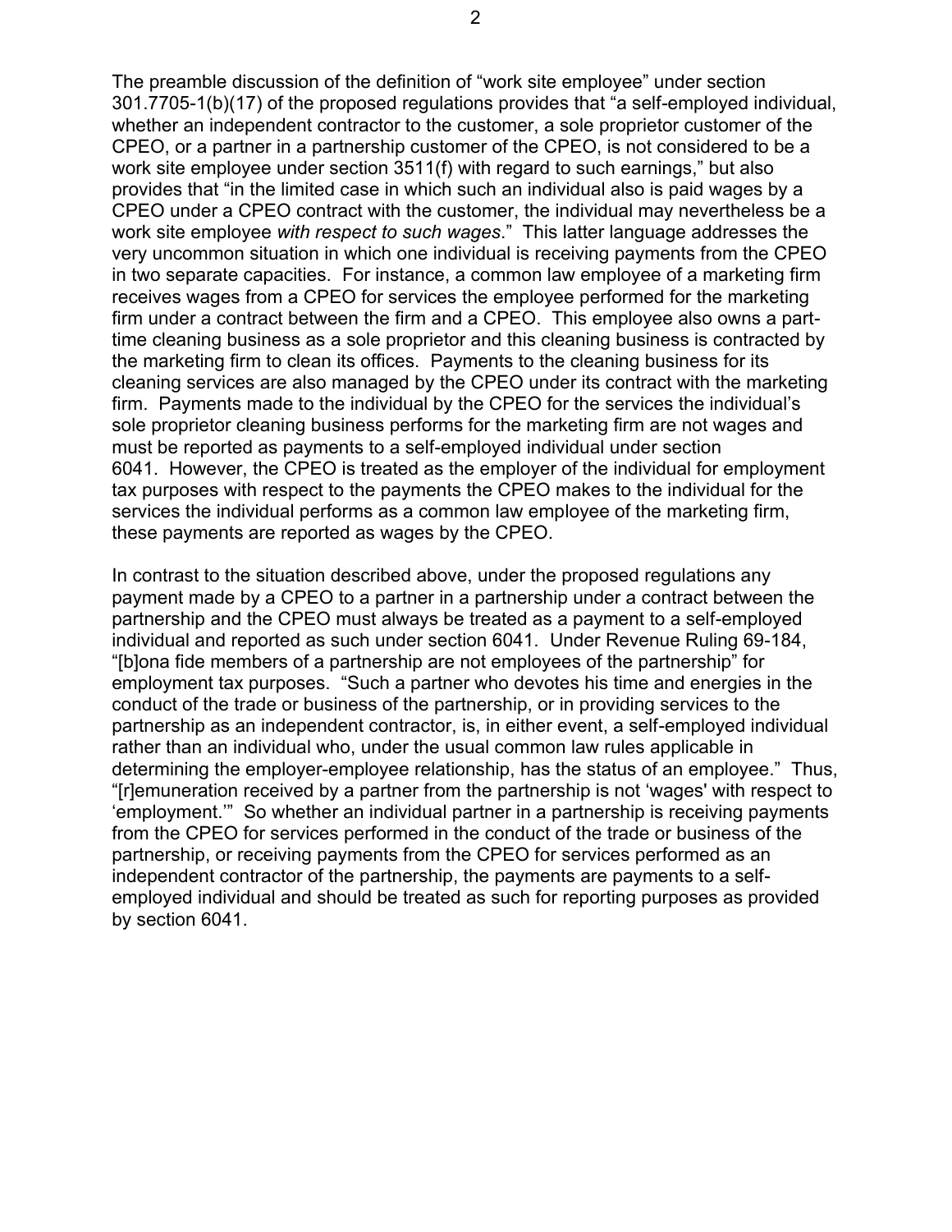The preamble discussion of the definition of "work site employee" under section 301.7705-1(b)(17) of the proposed regulations provides that "a self-employed individual, whether an independent contractor to the customer, a sole proprietor customer of the CPEO, or a partner in a partnership customer of the CPEO, is not considered to be a work site employee under section 3511(f) with regard to such earnings," but also provides that "in the limited case in which such an individual also is paid wages by a CPEO under a CPEO contract with the customer, the individual may nevertheless be a work site employee *with respect to such wages*." This latter language addresses the very uncommon situation in which one individual is receiving payments from the CPEO in two separate capacities. For instance, a common law employee of a marketing firm receives wages from a CPEO for services the employee performed for the marketing firm under a contract between the firm and a CPEO. This employee also owns a part-time cleaning business as a sole proprietor and this cleaning business is contracted by the marketing firm to clean its offices. Payments to the cleaning business for its cleaning services are also managed by the CPEO under its contract with the marketing firm. Payments made to the individual by the CPEO for the services the individual's sole proprietor cleaning business performs for the marketing firm are not wages and must be reported as payments to a self-employed individual under section 6041. However, the CPEO is treated as the employer of the individual for employment tax purposes with respect to the payments the CPEO makes to the individual for the services the individual performs as a common law employee of the marketing firm, these payments are reported as wages by the CPEO.

In contrast to the situation described above, under the proposed regulations any payment made by a CPEO to a partner in a partnership under a contract between the partnership and the CPEO must always be treated as a payment to a self-employed individual and reported as such under section 6041. Under Revenue Ruling 69-184, "[b]ona fide members of a partnership are not employees of the partnership" for employment tax purposes. "Such a partner who devotes his time and energies in the conduct of the trade or business of the partnership, or in providing services to the partnership as an independent contractor, is, in either event, a self-employed individual rather than an individual who, under the usual common law rules applicable in determining the employer-employee relationship, has the status of an employee." Thus, "[r]emuneration received by a partner from the partnership is not 'wages' with respect to 'employment.'" So whether an individual partner in a partnership is receiving payments from the CPEO for services performed in the conduct of the trade or business of the partnership, or receiving payments from the CPEO for services performed as an independent contractor of the partnership, the payments are payments to a self-employed individual and should be treated as such for reporting purposes as provided by section 6041.